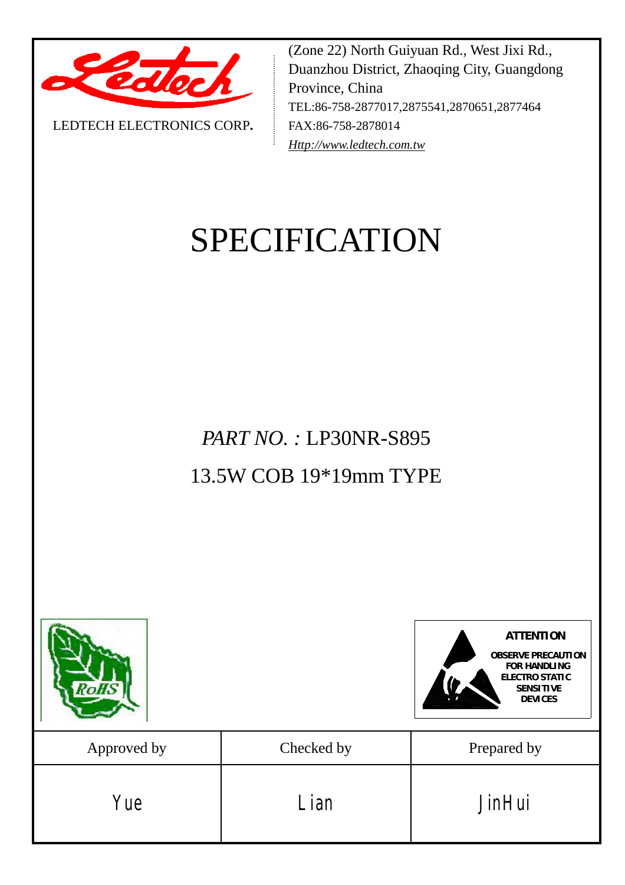LEDTECH ELECTRONICS CORP.

(Zone 22) North Guiyuan Rd., West Jixi Rd., Duanzhou District, Zhaoqing City, Guangdong Province, China
TEL:86-758-2877017,2875541,2870651,2877464
FAX:86-758-2878014
Http://www.ledtech.com.tw

# SPECIFICATION

*PART NO. :* LP30NR-S895

13.5W COB 19*19mm TYPE

RoHS

**ATTENTION**
**OBSERVE PRECAUTION FOR HANDLING ELECTRO STATIC SENSITIVE DEVICES**

| Approved by | Checked by | Prepared by |
|---|---|---|
| Yue | Lian | JinHui |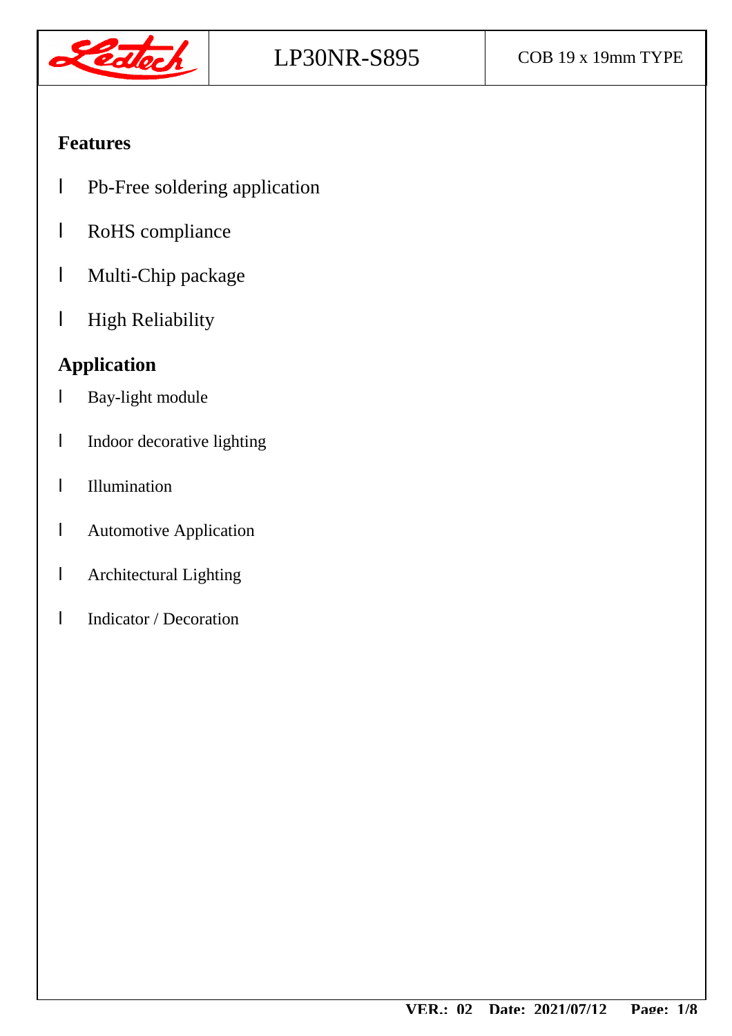# LP30NR-S895

COB 19 x 19mm TYPE

## Features

- Pb-Free soldering application
- RoHS compliance
- Multi-Chip package
- High Reliability

## Application

- Bay-light module
- Indoor decorative lighting
- Illumination
- Automotive Application
- Architectural Lighting
- Indicator / Decoration

**VER.: 02 Date: 2021/07/12**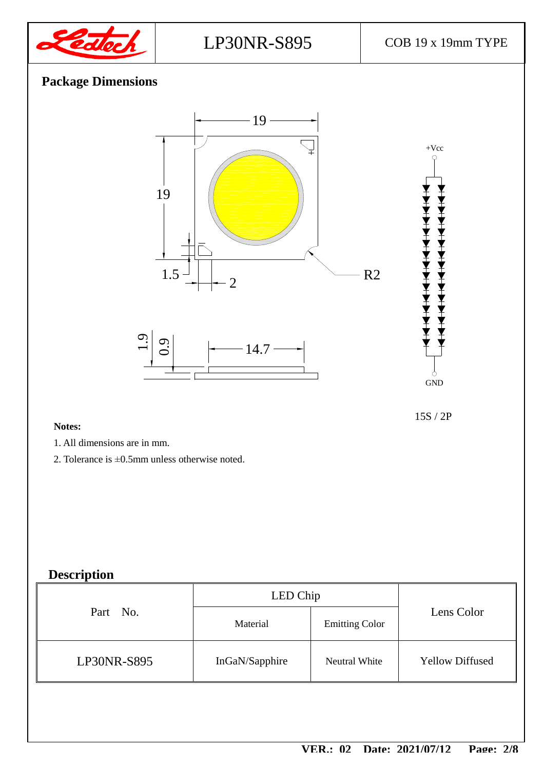## Package Dimensions

15S / 2P

**Notes:**

1. All dimensions are in mm.
2. Tolerance is ±0.5mm unless otherwise noted.

## Description

| Part No. | LED Chip | | Lens Color |
|---|---|---|---|
| | Material | Emitting Color | |
| LP30NR-S895 | InGaN/Sapphire | Neutral White | Yellow Diffused |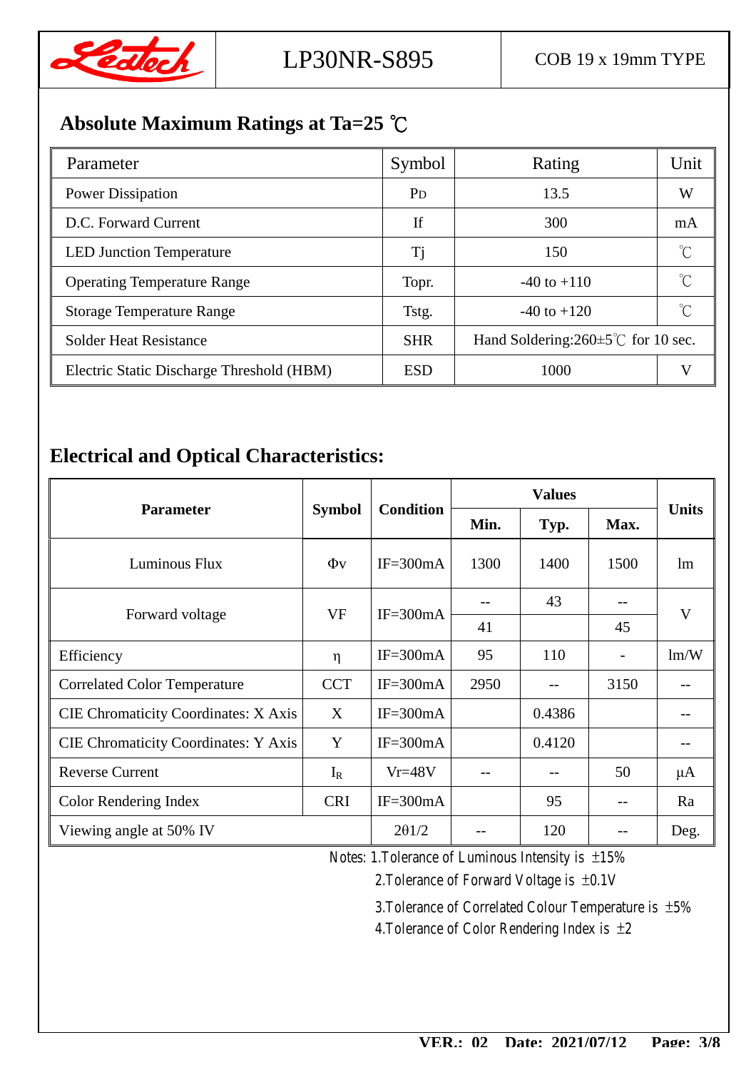## Absolute Maximum Ratings at Ta=25 ℃

| Parameter | Symbol | Rating | Unit |
|---|---|---|---|
| Power Dissipation | $P_D$ | 13.5 | W |
| D.C. Forward Current | If | 300 | mA |
| LED Junction Temperature | Tj | 150 | ℃ |
| Operating Temperature Range | Topr. | -40 to +110 | ℃ |
| Storage Temperature Range | Tstg. | -40 to +120 | ℃ |
| Solder Heat Resistance | SHR | Hand Soldering:260±5℃ for 10 sec. | |
| Electric Static Discharge Threshold (HBM) | ESD | 1000 | V |

## Electrical and Optical Characteristics:

| Parameter | Symbol | Condition | Values | | | Units |
|---|---|---|---|---|---|---|
| | | | Min. | Typ. | Max. | |
| Luminous Flux | Φv | IF=300mA | 1300 | 1400 | 1500 | lm |
| Forward voltage | VF | IF=300mA | -- | 43 | -- | V |
| | | | 41 | | 45 | |
| Efficiency | η | IF=300mA | 95 | 110 | - | lm/W |
| Correlated Color Temperature | CCT | IF=300mA | 2950 | -- | 3150 | -- |
| CIE Chromaticity Coordinates: X Axis | X | IF=300mA | | 0.4386 | | -- |
| CIE Chromaticity Coordinates: Y Axis | Y | IF=300mA | | 0.4120 | | -- |
| Reverse Current | $I_R$ | Vr=48V | -- | -- | 50 | μA |
| Color Rendering Index | CRI | IF=300mA | | 95 | -- | Ra |
| Viewing angle at 50% IV | | 2θ1/2 | -- | 120 | -- | Deg. |

Notes: 1.Tolerance of Luminous Intensity is ±15%

2.Tolerance of Forward Voltage is ±0.1V

3.Tolerance of Correlated Colour Temperature is ±5%

4.Tolerance of Color Rendering Index is ±2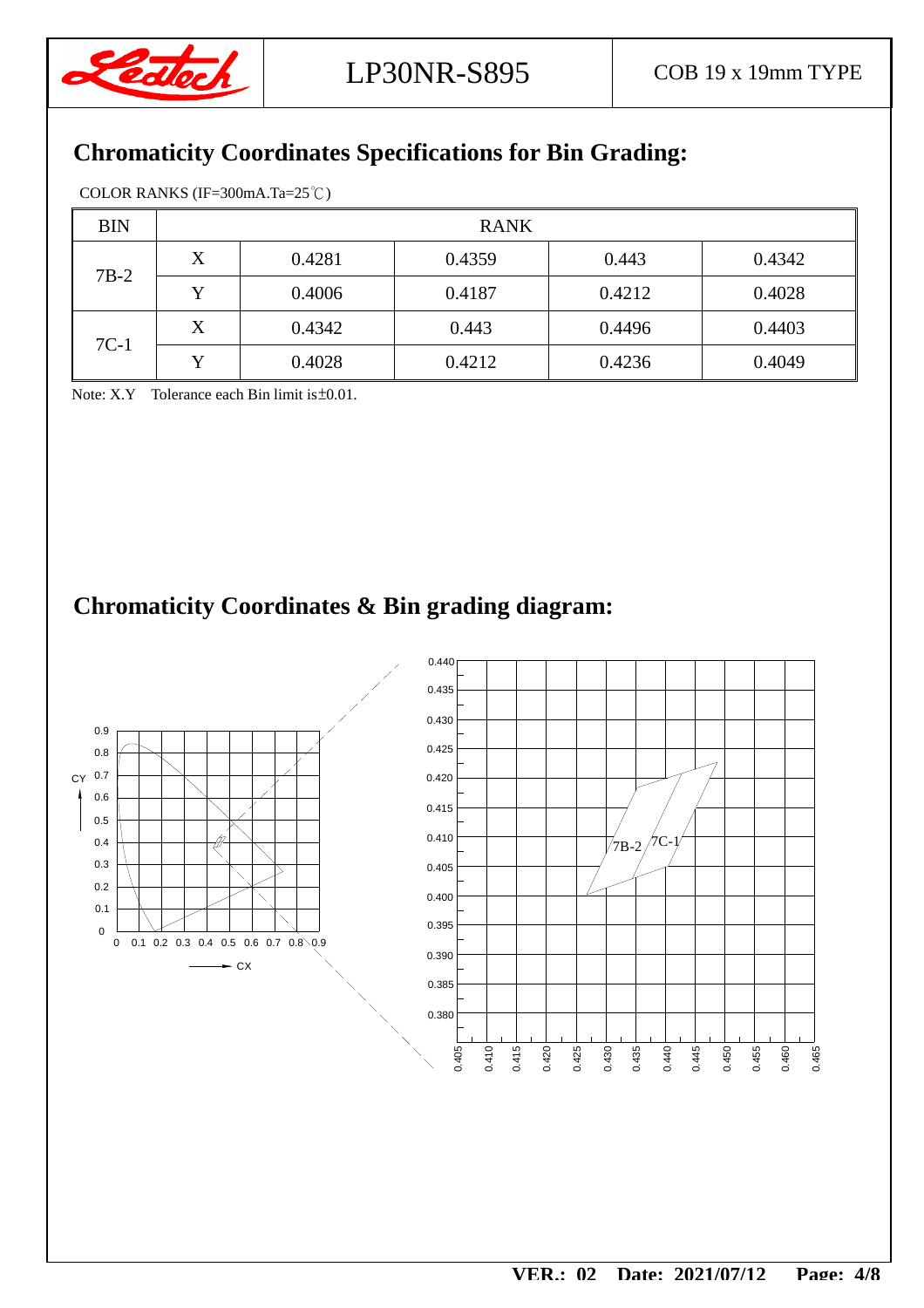## Chromaticity Coordinates Specifications for Bin Grading:

COLOR RANKS (IF=300mA.Ta=25℃)

| BIN | RANK | | | | |
|---|---|---|---|---|---|
| 7B-2 | X | 0.4281 | 0.4359 | 0.443 | 0.4342 |
| | Y | 0.4006 | 0.4187 | 0.4212 | 0.4028 |
| 7C-1 | X | 0.4342 | 0.443 | 0.4496 | 0.4403 |
| | Y | 0.4028 | 0.4212 | 0.4236 | 0.4049 |

Note: X.Y Tolerance each Bin limit is±0.01.

## Chromaticity Coordinates & Bin grading diagram: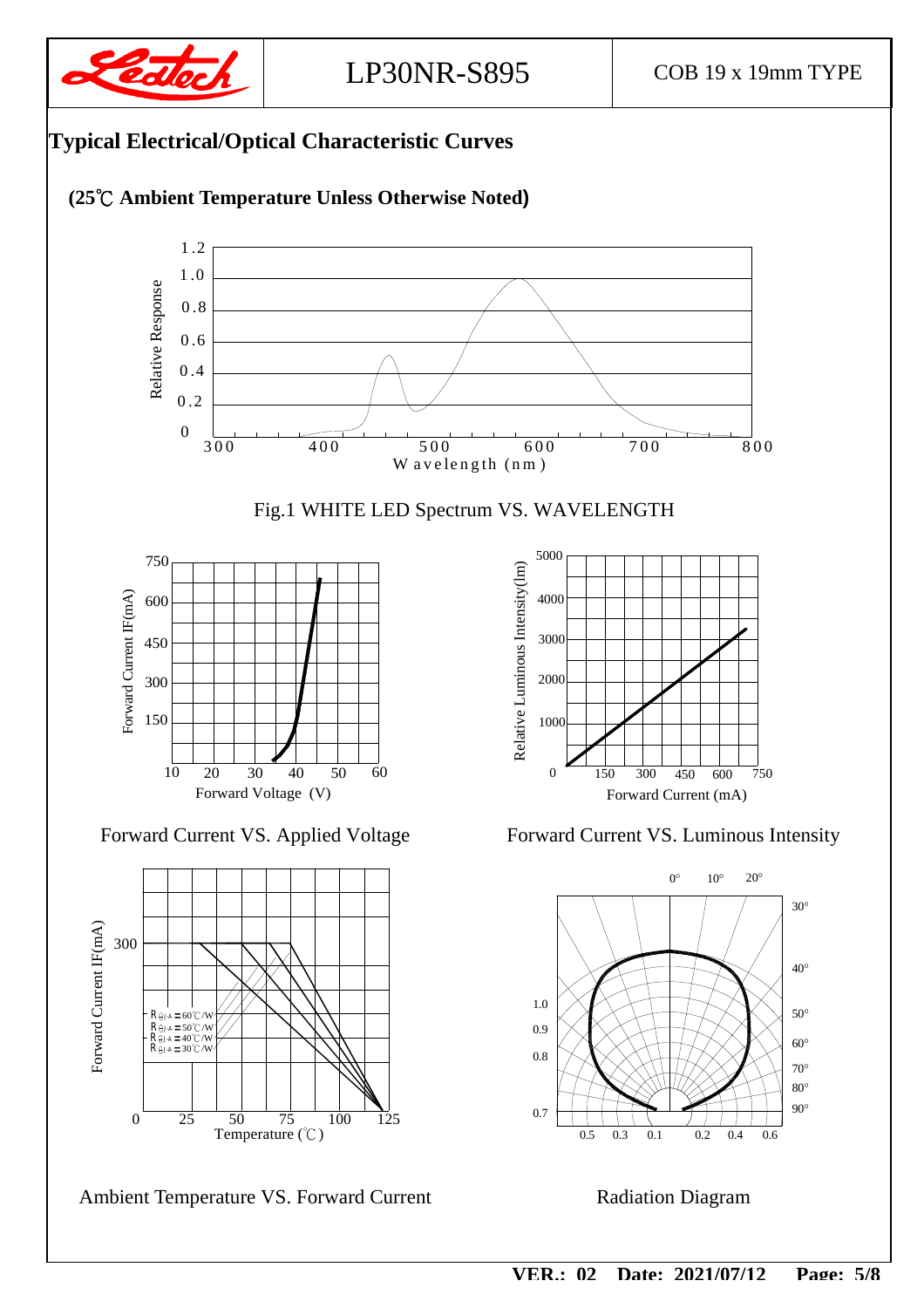## Typical Electrical/Optical Characteristic Curves

**(25℃ Ambient Temperature Unless Otherwise Noted)**

Fig.1 WHITE LED Spectrum VS. WAVELENGTH

Forward Current VS. Applied Voltage

Forward Current VS. Luminous Intensity

Ambient Temperature VS. Forward Current

Radiation Diagram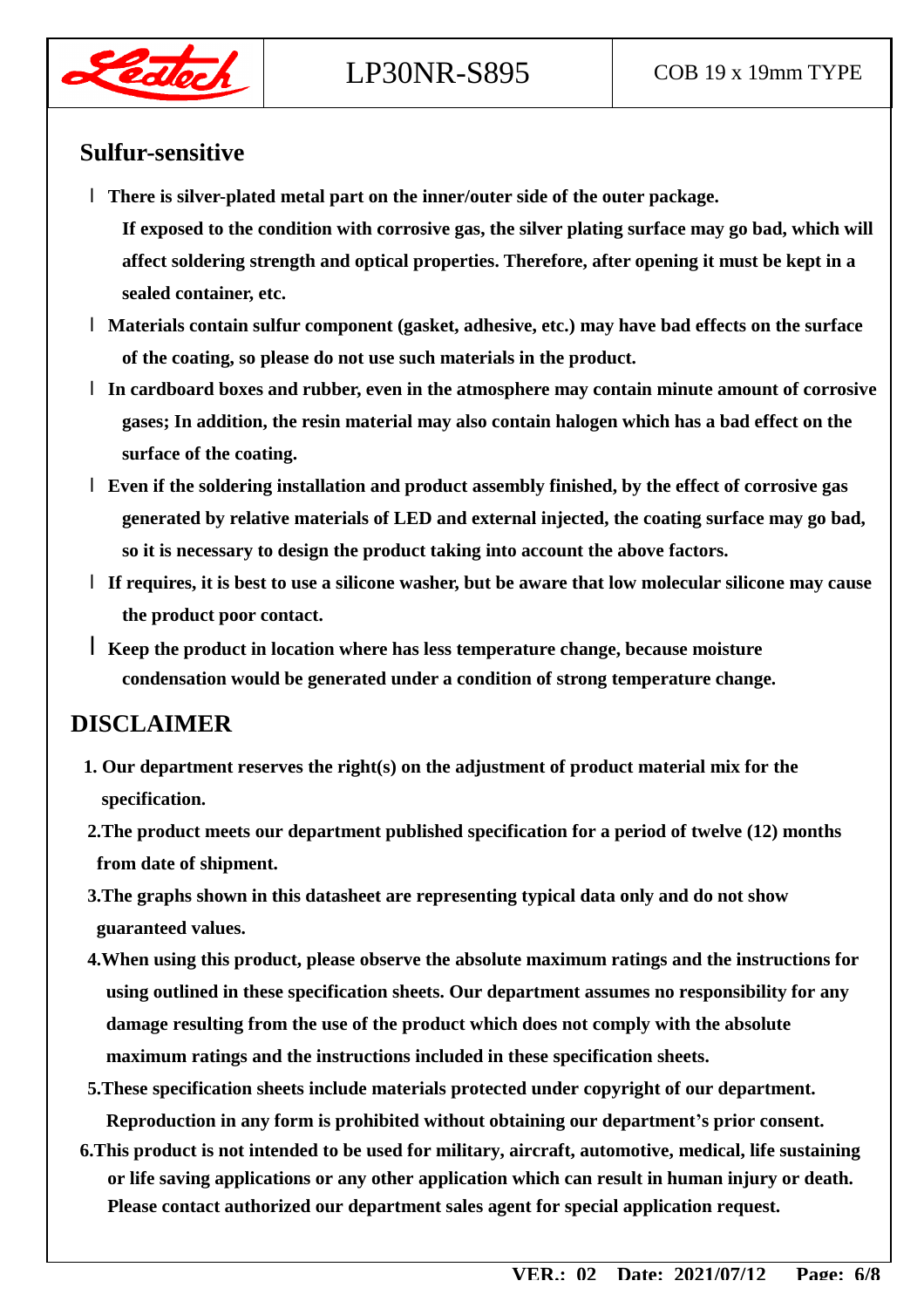## Sulfur-sensitive

- **There is silver-plated metal part on the inner/outer side of the outer package. If exposed to the condition with corrosive gas, the silver plating surface may go bad, which will affect soldering strength and optical properties. Therefore, after opening it must be kept in a sealed container, etc.**
- **Materials contain sulfur component (gasket, adhesive, etc.) may have bad effects on the surface of the coating, so please do not use such materials in the product.**
- **In cardboard boxes and rubber, even in the atmosphere may contain minute amount of corrosive gases; In addition, the resin material may also contain halogen which has a bad effect on the surface of the coating.**
- **Even if the soldering installation and product assembly finished, by the effect of corrosive gas generated by relative materials of LED and external injected, the coating surface may go bad, so it is necessary to design the product taking into account the above factors.**
- **If requires, it is best to use a silicone washer, but be aware that low molecular silicone may cause the product poor contact.**
- **Keep the product in location where has less temperature change, because moisture condensation would be generated under a condition of strong temperature change.**

## DISCLAIMER

1. **Our department reserves the right(s) on the adjustment of product material mix for the specification.**
2. **The product meets our department published specification for a period of twelve (12) months from date of shipment.**
3. **The graphs shown in this datasheet are representing typical data only and do not show guaranteed values.**
4. **When using this product, please observe the absolute maximum ratings and the instructions for using outlined in these specification sheets. Our department assumes no responsibility for any damage resulting from the use of the product which does not comply with the absolute maximum ratings and the instructions included in these specification sheets.**
5. **These specification sheets include materials protected under copyright of our department. Reproduction in any form is prohibited without obtaining our department's prior consent.**
6. **This product is not intended to be used for military, aircraft, automotive, medical, life sustaining or life saving applications or any other application which can result in human injury or death. Please contact authorized our department sales agent for special application request.**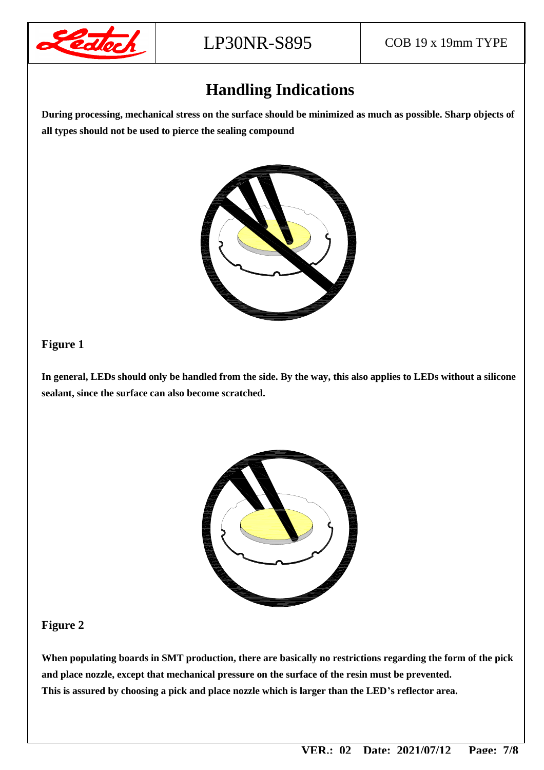# Handling Indications

**During processing, mechanical stress on the surface should be minimized as much as possible. Sharp objects of all types should not be used to pierce the sealing compound**

**Figure 1**

**In general, LEDs should only be handled from the side. By the way, this also applies to LEDs without a silicone sealant, since the surface can also become scratched.**

**Figure 2**

**When populating boards in SMT production, there are basically no restrictions regarding the form of the pick and place nozzle, except that mechanical pressure on the surface of the resin must be prevented.**
**This is assured by choosing a pick and place nozzle which is larger than the LED's reflector area.**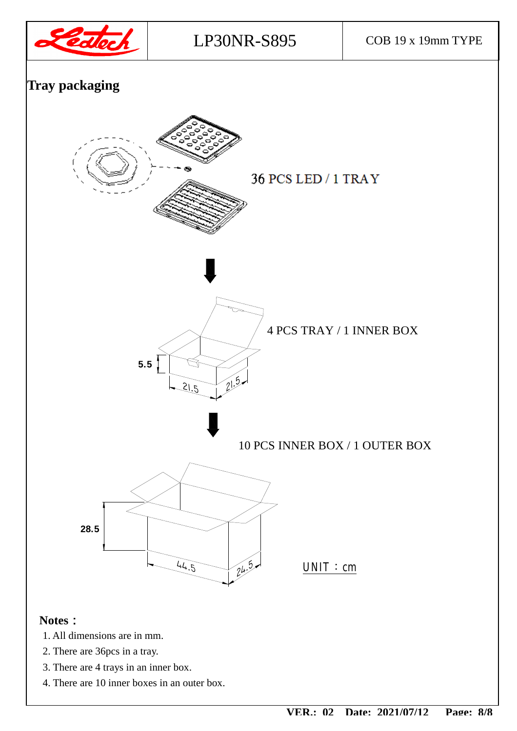## Tray packaging

36 PCS LED / 1 TRAY

4 PCS TRAY / 1 INNER BOX

5.5

21.5

21.5

10 PCS INNER BOX / 1 OUTER BOX

28.5

44.5

24.5

UNIT : cm

**Notes：**

1. All dimensions are in mm.
2. There are 36pcs in a tray.
3. There are 4 trays in an inner box.
4. There are 10 inner boxes in an outer box.